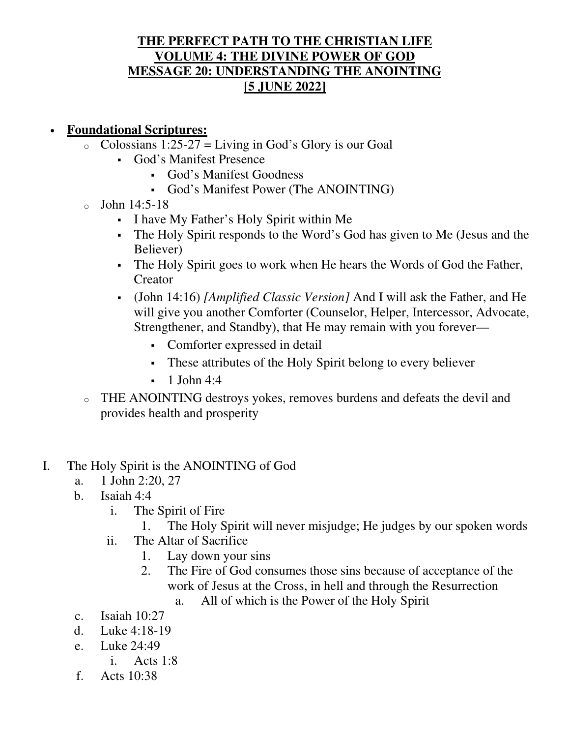# THE PERFECT PATH TO THE CHRISTIAN LIFE
# VOLUME 4: THE DIVINE POWER OF GOD
# MESSAGE 20: UNDERSTANDING THE ANOINTING
# [5 JUNE 2022]

- **Foundational Scriptures:**
  - Colossians 1:25-27 = Living in God's Glory is our Goal
    - God's Manifest Presence
      - God's Manifest Goodness
      - God's Manifest Power (The ANOINTING)
  - John 14:5-18
    - I have My Father's Holy Spirit within Me
    - The Holy Spirit responds to the Word's God has given to Me (Jesus and the Believer)
    - The Holy Spirit goes to work when He hears the Words of God the Father, Creator
    - (John 14:16) *[Amplified Classic Version]* And I will ask the Father, and He will give you another Comforter (Counselor, Helper, Intercessor, Advocate, Strengthener, and Standby), that He may remain with you forever—
      - Comforter expressed in detail
      - These attributes of the Holy Spirit belong to every believer
      - 1 John 4:4
  - THE ANOINTING destroys yokes, removes burdens and defeats the devil and provides health and prosperity

I. The Holy Spirit is the ANOINTING of God
   a. 1 John 2:20, 27
   b. Isaiah 4:4
      i. The Spirit of Fire
         1. The Holy Spirit will never misjudge; He judges by our spoken words
      ii. The Altar of Sacrifice
         1. Lay down your sins
         2. The Fire of God consumes those sins because of acceptance of the work of Jesus at the Cross, in hell and through the Resurrection
            a. All of which is the Power of the Holy Spirit
   c. Isaiah 10:27
   d. Luke 4:18-19
   e. Luke 24:49
      i. Acts 1:8
   f. Acts 10:38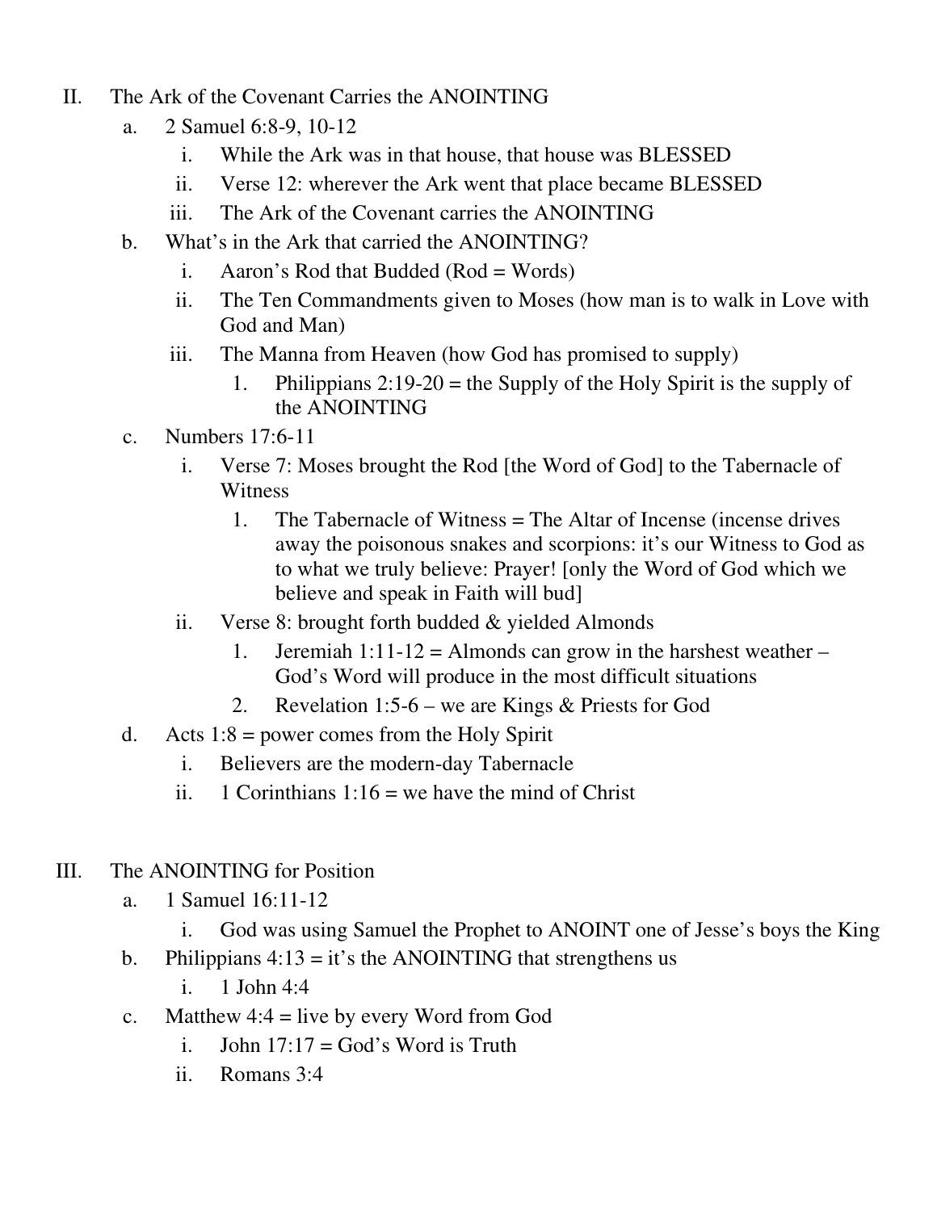II. The Ark of the Covenant Carries the ANOINTING
   a. 2 Samuel 6:8-9, 10-12
      i. While the Ark was in that house, that house was BLESSED
      ii. Verse 12: wherever the Ark went that place became BLESSED
      iii. The Ark of the Covenant carries the ANOINTING
   b. What's in the Ark that carried the ANOINTING?
      i. Aaron's Rod that Budded (Rod = Words)
      ii. The Ten Commandments given to Moses (how man is to walk in Love with God and Man)
      iii. The Manna from Heaven (how God has promised to supply)
         1. Philippians 2:19-20 = the Supply of the Holy Spirit is the supply of the ANOINTING
   c. Numbers 17:6-11
      i. Verse 7: Moses brought the Rod [the Word of God] to the Tabernacle of Witness
         1. The Tabernacle of Witness = The Altar of Incense (incense drives away the poisonous snakes and scorpions: it's our Witness to God as to what we truly believe: Prayer! [only the Word of God which we believe and speak in Faith will bud]
      ii. Verse 8: brought forth budded & yielded Almonds
         1. Jeremiah 1:11-12 = Almonds can grow in the harshest weather – God's Word will produce in the most difficult situations
         2. Revelation 1:5-6 – we are Kings & Priests for God
   d. Acts 1:8 = power comes from the Holy Spirit
      i. Believers are the modern-day Tabernacle
      ii. 1 Corinthians 1:16 = we have the mind of Christ

III. The ANOINTING for Position
   a. 1 Samuel 16:11-12
      i. God was using Samuel the Prophet to ANOINT one of Jesse's boys the King
   b. Philippians 4:13 = it's the ANOINTING that strengthens us
      i. 1 John 4:4
   c. Matthew 4:4 = live by every Word from God
      i. John 17:17 = God's Word is Truth
      ii. Romans 3:4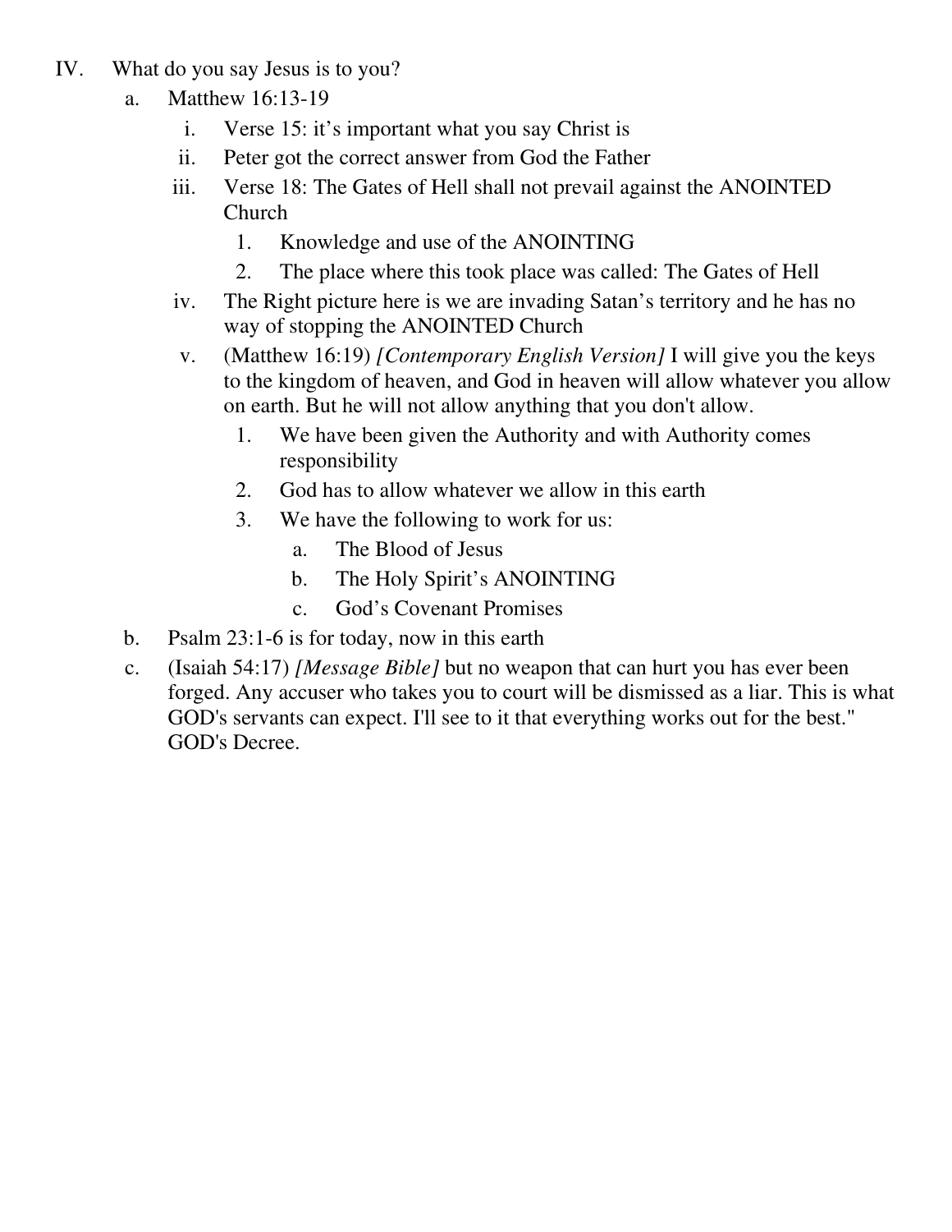IV. What do you say Jesus is to you?
   a. Matthew 16:13-19
      i. Verse 15: it's important what you say Christ is
      ii. Peter got the correct answer from God the Father
      iii. Verse 18: The Gates of Hell shall not prevail against the ANOINTED Church
         1. Knowledge and use of the ANOINTING
         2. The place where this took place was called: The Gates of Hell
      iv. The Right picture here is we are invading Satan's territory and he has no way of stopping the ANOINTED Church
      v. (Matthew 16:19) *[Contemporary English Version]* I will give you the keys to the kingdom of heaven, and God in heaven will allow whatever you allow on earth. But he will not allow anything that you don't allow.
         1. We have been given the Authority and with Authority comes responsibility
         2. God has to allow whatever we allow in this earth
         3. We have the following to work for us:
            a. The Blood of Jesus
            b. The Holy Spirit's ANOINTING
            c. God's Covenant Promises
   b. Psalm 23:1-6 is for today, now in this earth
   c. (Isaiah 54:17) *[Message Bible]* but no weapon that can hurt you has ever been forged. Any accuser who takes you to court will be dismissed as a liar. This is what GOD's servants can expect. I'll see to it that everything works out for the best." GOD's Decree.